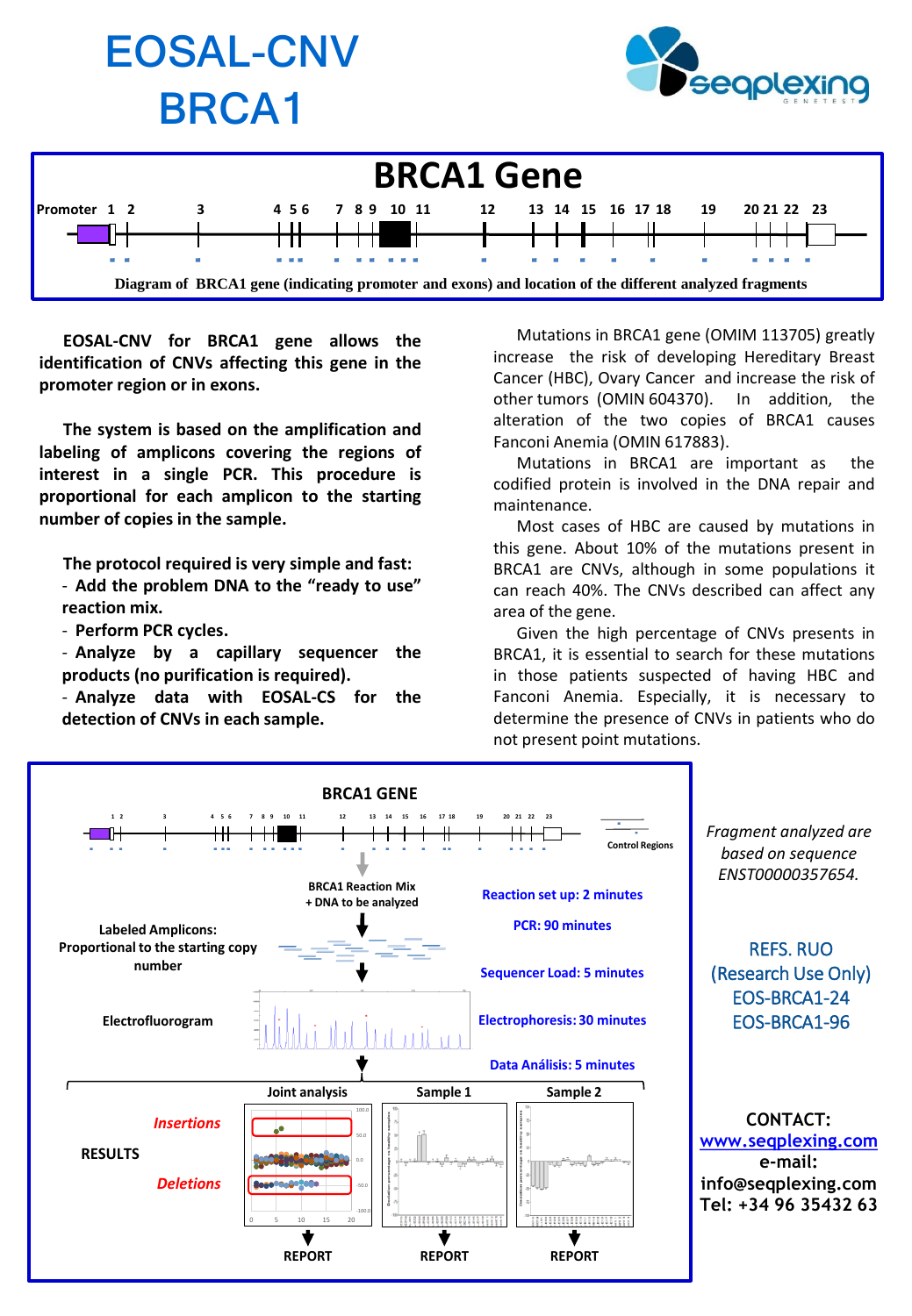# EOSAL-CNV BRCA1

## BRCA1 Gene

Promoter 1 2 3 4 5 6 7 8 9 10 11 12 13 14 15 16 17 18 19 20 21 22 23

Diagram of BRCA1 gene (indicating promoter and exons) and location of the different analyzed fragments

**EOSAL-CNV for BRCA1 gene allows the identification of CNVs affecting this gene in the promoter region or in exons.**

**The system is based on the amplification and labeling of amplicons covering the regions of interest in a single PCR. This procedure is proportional for each amplicon to the starting number of copies in the sample.**

**The protocol required is very simple and fast:**

- **Add the problem DNA to the "ready to use" reaction mix.**
- **Perform PCR cycles.**
- **Analyze by a capillary sequencer the products (no purification is required).**
- **Analyze data with EOSAL-CS for the detection of CNVs in each sample.**

Mutations in BRCA1 gene (OMIM 113705) greatly increase the risk of developing Hereditary Breast Cancer (HBC), Ovary Cancer and increase the risk of other tumors (OMIN 604370). In addition, the alteration of the two copies of BRCA1 causes Fanconi Anemia (OMIN 617883).

Mutations in BRCA1 are important as the codified protein is involved in the DNA repair and maintenance.

Most cases of HBC are caused by mutations in this gene. About 10% of the mutations present in BRCA1 are CNVs, although in some populations it can reach 40%. The CNVs described can affect any area of the gene.

Given the high percentage of CNVs presents in BRCA1, it is essential to search for these mutations in those patients suspected of having HBC and Fanconi Anemia. Especially, it is necessary to determine the presence of CNVs in patients who do not present point mutations.

### BRCA1 GENE

Control Regions

BRCA1 Reaction Mix + DNA to be analyzed

Reaction set up: 2 minutes

PCR: 90 minutes

Labeled Amplicons: Proportional to the starting copy number

Sequencer Load: 5 minutes

Electrofluorogram

Electrophoresis: 30 minutes

Data Análisis: 5 minutes

Joint analysis | Sample 1 | Sample 2

RESULTS: *Insertions* / *Deletions*

REPORT | REPORT | REPORT

*Fragment analyzed are based on sequence ENST00000357654.*

REFS. RUO (Research Use Only)
EOS-BRCA1-24
EOS-BRCA1-96

**CONTACT:**
**www.seqplexing.com**
**e-mail:**
**info@seqplexing.com**
**Tel: +34 96 35432 63**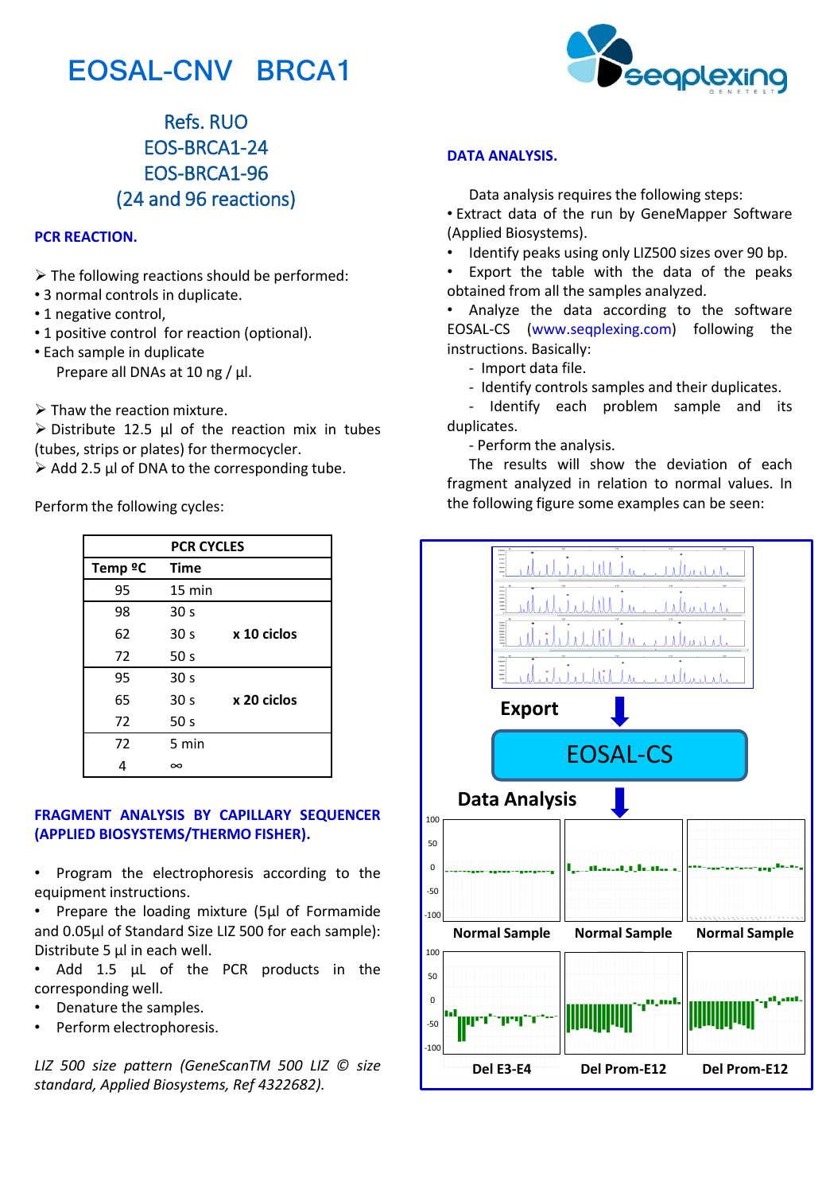# EOSAL-CNV BRCA1

Refs. RUO
EOS-BRCA1-24
EOS-BRCA1-96
(24 and 96 reactions)

## PCR REACTION.

➢ The following reactions should be performed:
- 3 normal controls in duplicate.
- 1 negative control,
- 1 positive control for reaction (optional).
- Each sample in duplicate

Prepare all DNAs at 10 ng / µl.

➢ Thaw the reaction mixture.
➢ Distribute 12.5 µl of the reaction mix in tubes (tubes, strips or plates) for thermocycler.
➢ Add 2.5 µl of DNA to the corresponding tube.

Perform the following cycles:

| PCR CYCLES | | |
|---|---|---|
| **Temp ºC** | **Time** | |
| 95 | 15 min | |
| 98 | 30 s | |
| 62 | 30 s | **x 10 ciclos** |
| 72 | 50 s | |
| 95 | 30 s | |
| 65 | 30 s | **x 20 ciclos** |
| 72 | 50 s | |
| 72 | 5 min | |
| 4 | ∞ | |

## FRAGMENT ANALYSIS BY CAPILLARY SEQUENCER (APPLIED BIOSYSTEMS/THERMO FISHER).

- Program the electrophoresis according to the equipment instructions.
- Prepare the loading mixture (5µl of Formamide and 0.05µl of Standard Size LIZ 500 for each sample): Distribute 5 µl in each well.
- Add 1.5 µL of the PCR products in the corresponding well.
- Denature the samples.
- Perform electrophoresis.

*LIZ 500 size pattern (GeneScanTM 500 LIZ © size standard, Applied Biosystems, Ref 4322682).*

## DATA ANALYSIS.

Data analysis requires the following steps:
- Extract data of the run by GeneMapper Software (Applied Biosystems).
- Identify peaks using only LIZ500 sizes over 90 bp.
- Export the table with the data of the peaks obtained from all the samples analyzed.
- Analyze the data according to the software EOSAL-CS (www.seqplexing.com) following the instructions. Basically:
  - Import data file.
  - Identify controls samples and their duplicates.
  - Identify each problem sample and its duplicates.
  - Perform the analysis.

The results will show the deviation of each fragment analyzed in relation to normal values. In the following figure some examples can be seen:

Export

EOSAL-CS

Data Analysis

100
50
0
-50
-100

Normal Sample
Normal Sample
Normal Sample

100
50
0
-50
-100

Del E3-E4
Del Prom-E12
Del Prom-E12